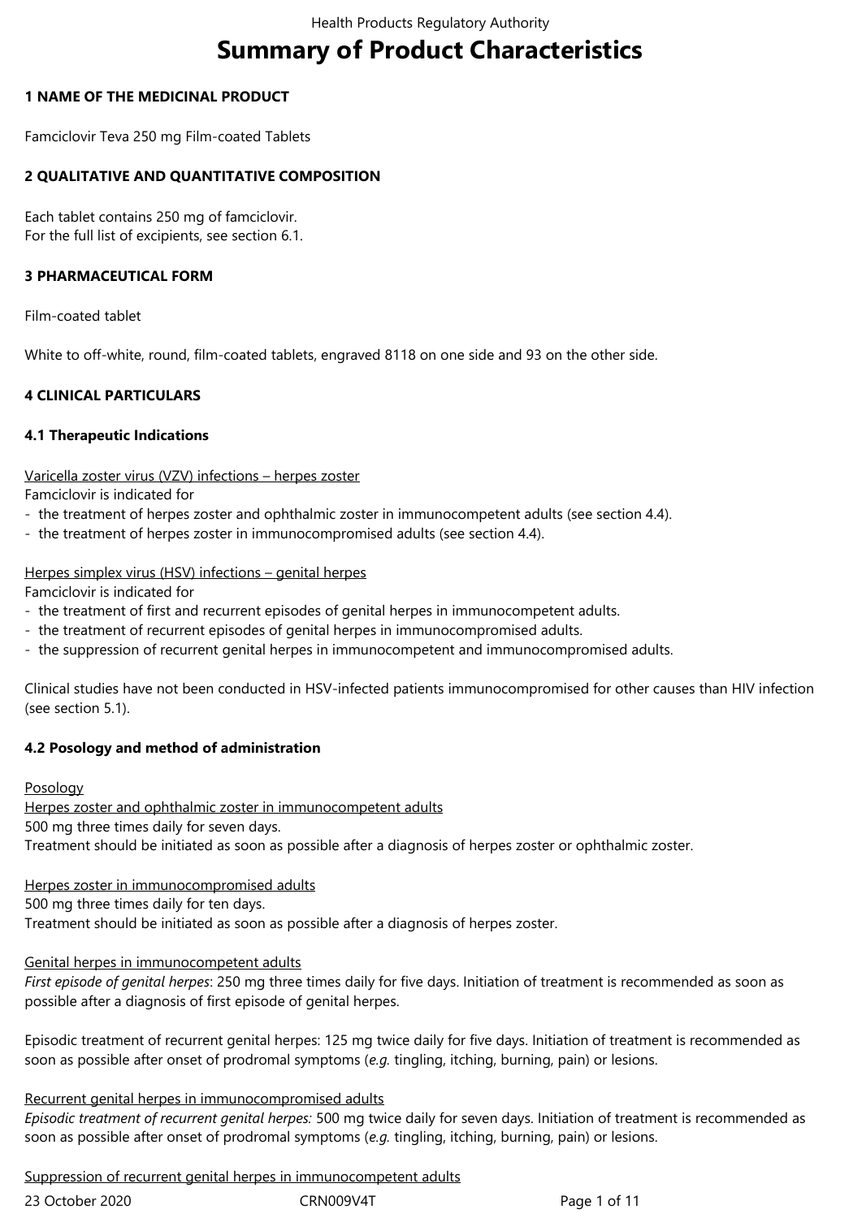# Summary of Product Characteristics

## 1 NAME OF THE MEDICINAL PRODUCT

Famciclovir Teva 250 mg Film-coated Tablets

## 2 QUALITATIVE AND QUANTITATIVE COMPOSITION

Each tablet contains 250 mg of famciclovir.
For the full list of excipients, see section 6.1.

## 3 PHARMACEUTICAL FORM

Film-coated tablet

White to off-white, round, film-coated tablets, engraved 8118 on one side and 93 on the other side.

## 4 CLINICAL PARTICULARS

### 4.1 Therapeutic Indications

Varicella zoster virus (VZV) infections – herpes zoster
Famciclovir is indicated for
- the treatment of herpes zoster and ophthalmic zoster in immunocompetent adults (see section 4.4).
- the treatment of herpes zoster in immunocompromised adults (see section 4.4).

Herpes simplex virus (HSV) infections – genital herpes
Famciclovir is indicated for
- the treatment of first and recurrent episodes of genital herpes in immunocompetent adults.
- the treatment of recurrent episodes of genital herpes in immunocompromised adults.
- the suppression of recurrent genital herpes in immunocompetent and immunocompromised adults.

Clinical studies have not been conducted in HSV-infected patients immunocompromised for other causes than HIV infection (see section 5.1).

### 4.2 Posology and method of administration

Posology
Herpes zoster and ophthalmic zoster in immunocompetent adults
500 mg three times daily for seven days.
Treatment should be initiated as soon as possible after a diagnosis of herpes zoster or ophthalmic zoster.

Herpes zoster in immunocompromised adults
500 mg three times daily for ten days.
Treatment should be initiated as soon as possible after a diagnosis of herpes zoster.

Genital herpes in immunocompetent adults
*First episode of genital herpes*: 250 mg three times daily for five days. Initiation of treatment is recommended as soon as possible after a diagnosis of first episode of genital herpes.

Episodic treatment of recurrent genital herpes: 125 mg twice daily for five days. Initiation of treatment is recommended as soon as possible after onset of prodromal symptoms (*e.g.* tingling, itching, burning, pain) or lesions.

Recurrent genital herpes in immunocompromised adults
*Episodic treatment of recurrent genital herpes:* 500 mg twice daily for seven days. Initiation of treatment is recommended as soon as possible after onset of prodromal symptoms (*e.g.* tingling, itching, burning, pain) or lesions.

Suppression of recurrent genital herpes in immunocompetent adults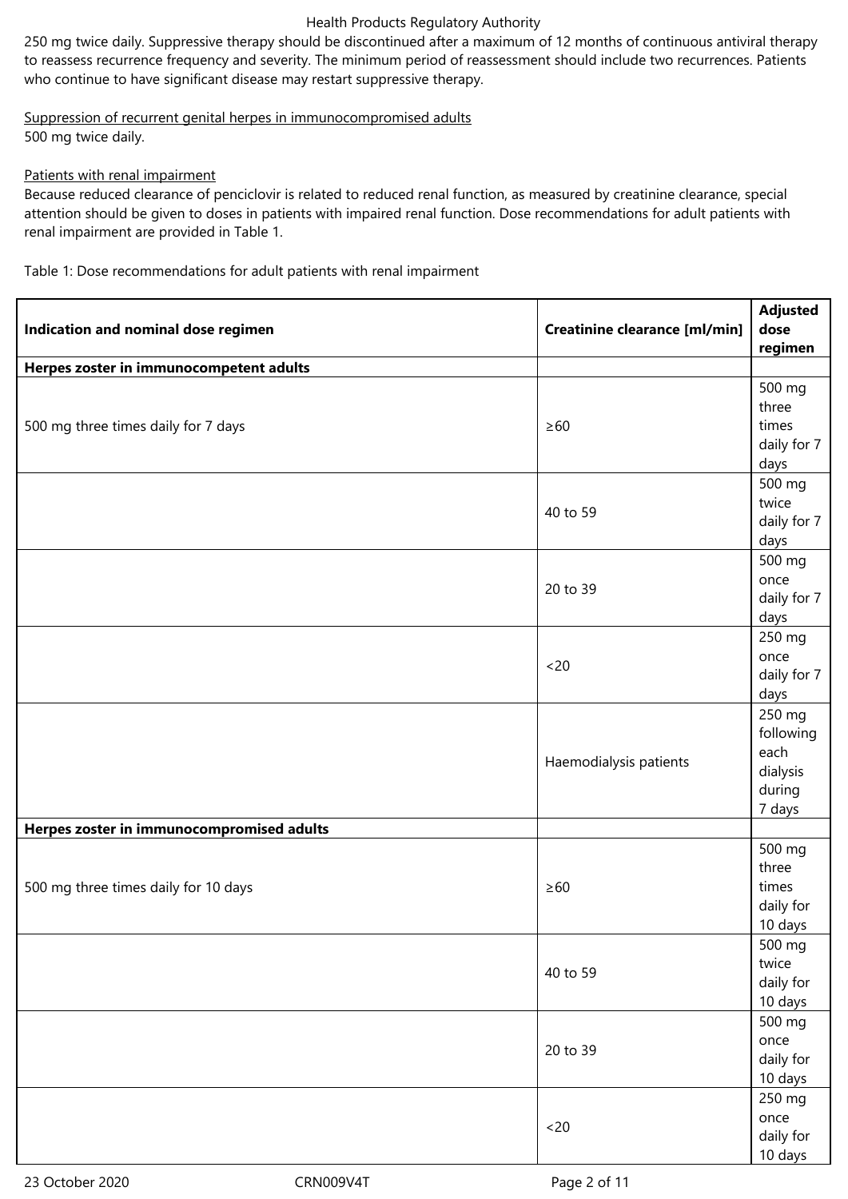250 mg twice daily. Suppressive therapy should be discontinued after a maximum of 12 months of continuous antiviral therapy to reassess recurrence frequency and severity. The minimum period of reassessment should include two recurrences. Patients who continue to have significant disease may restart suppressive therapy.

Suppression of recurrent genital herpes in immunocompromised adults
500 mg twice daily.

Patients with renal impairment
Because reduced clearance of penciclovir is related to reduced renal function, as measured by creatinine clearance, special attention should be given to doses in patients with impaired renal function. Dose recommendations for adult patients with renal impairment are provided in Table 1.

Table 1: Dose recommendations for adult patients with renal impairment

| Indication and nominal dose regimen | Creatinine clearance [ml/min] | Adjusted dose regimen |
|---|---|---|
| **Herpes zoster in immunocompetent adults** | | |
| 500 mg three times daily for 7 days | ≥60 | 500 mg three times daily for 7 days |
| | 40 to 59 | 500 mg twice daily for 7 days |
| | 20 to 39 | 500 mg once daily for 7 days |
| | <20 | 250 mg once daily for 7 days |
| | Haemodialysis patients | 250 mg following each dialysis during 7 days |
| **Herpes zoster in immunocompromised adults** | | |
| 500 mg three times daily for 10 days | ≥60 | 500 mg three times daily for 10 days |
| | 40 to 59 | 500 mg twice daily for 10 days |
| | 20 to 39 | 500 mg once daily for 10 days |
| | <20 | 250 mg once daily for 10 days |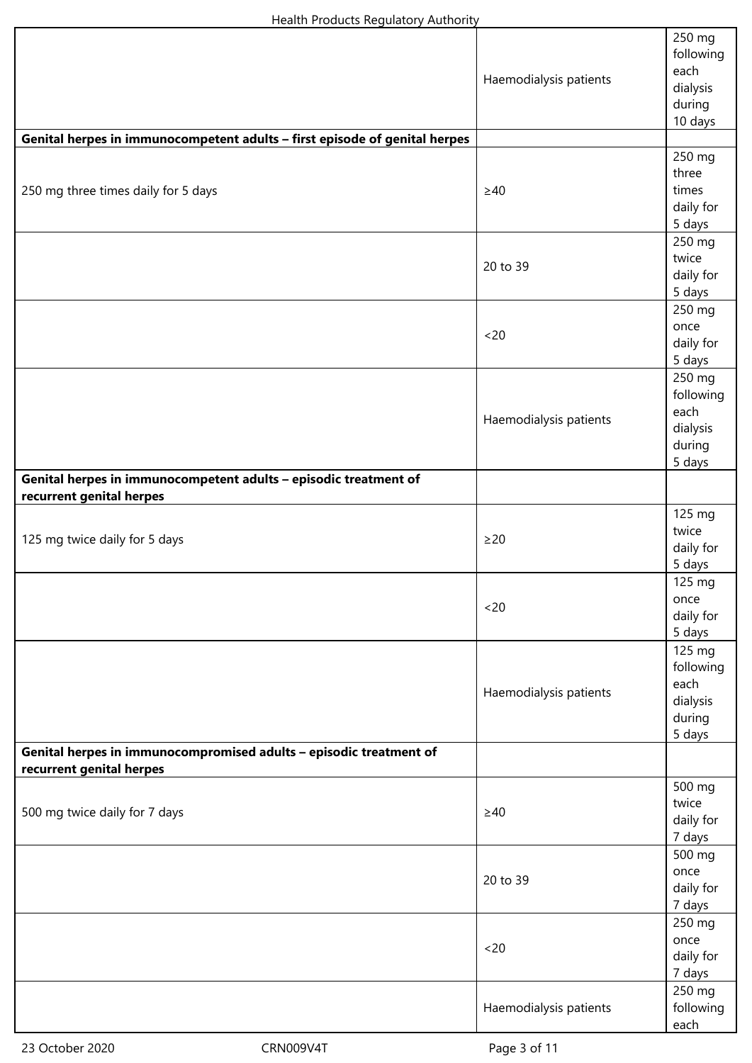| | | |
|---|---|---|
| | Haemodialysis patients | 250 mg following each dialysis during 10 days |
| **Genital herpes in immunocompetent adults – first episode of genital herpes** | | |
| 250 mg three times daily for 5 days | ≥40 | 250 mg three times daily for 5 days |
| | 20 to 39 | 250 mg twice daily for 5 days |
| | <20 | 250 mg once daily for 5 days |
| | Haemodialysis patients | 250 mg following each dialysis during 5 days |
| **Genital herpes in immunocompetent adults – episodic treatment of recurrent genital herpes** | | |
| 125 mg twice daily for 5 days | ≥20 | 125 mg twice daily for 5 days |
| | <20 | 125 mg once daily for 5 days |
| | Haemodialysis patients | 125 mg following each dialysis during 5 days |
| **Genital herpes in immunocompromised adults – episodic treatment of recurrent genital herpes** | | |
| 500 mg twice daily for 7 days | ≥40 | 500 mg twice daily for 7 days |
| | 20 to 39 | 500 mg once daily for 7 days |
| | <20 | 250 mg once daily for 7 days |
| | Haemodialysis patients | 250 mg following each |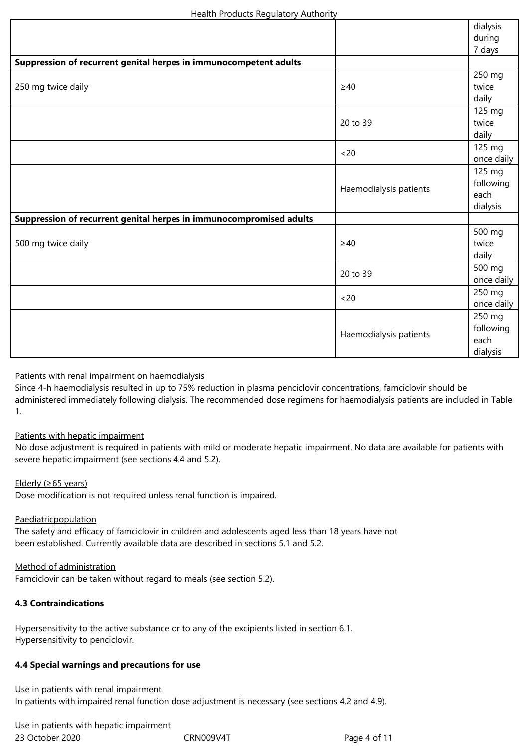| | | dialysis during 7 days |
|---|---|---|
| **Suppression of recurrent genital herpes in immunocompetent adults** | | |
| 250 mg twice daily | ≥40 | 250 mg twice daily |
| | 20 to 39 | 125 mg twice daily |
| | <20 | 125 mg once daily |
| | Haemodialysis patients | 125 mg following each dialysis |
| **Suppression of recurrent genital herpes in immunocompromised adults** | | |
| 500 mg twice daily | ≥40 | 500 mg twice daily |
| | 20 to 39 | 500 mg once daily |
| | <20 | 250 mg once daily |
| | Haemodialysis patients | 250 mg following each dialysis |

Patients with renal impairment on haemodialysis

Since 4-h haemodialysis resulted in up to 75% reduction in plasma penciclovir concentrations, famciclovir should be administered immediately following dialysis. The recommended dose regimens for haemodialysis patients are included in Table 1.

Patients with hepatic impairment

No dose adjustment is required in patients with mild or moderate hepatic impairment. No data are available for patients with severe hepatic impairment (see sections 4.4 and 5.2).

Elderly (≥65 years)

Dose modification is not required unless renal function is impaired.

Paediatricpopulation

The safety and efficacy of famciclovir in children and adolescents aged less than 18 years have not been established. Currently available data are described in sections 5.1 and 5.2.

Method of administration

Famciclovir can be taken without regard to meals (see section 5.2).

**4.3 Contraindications**

Hypersensitivity to the active substance or to any of the excipients listed in section 6.1.
Hypersensitivity to penciclovir.

**4.4 Special warnings and precautions for use**

Use in patients with renal impairment

In patients with impaired renal function dose adjustment is necessary (see sections 4.2 and 4.9).

Use in patients with hepatic impairment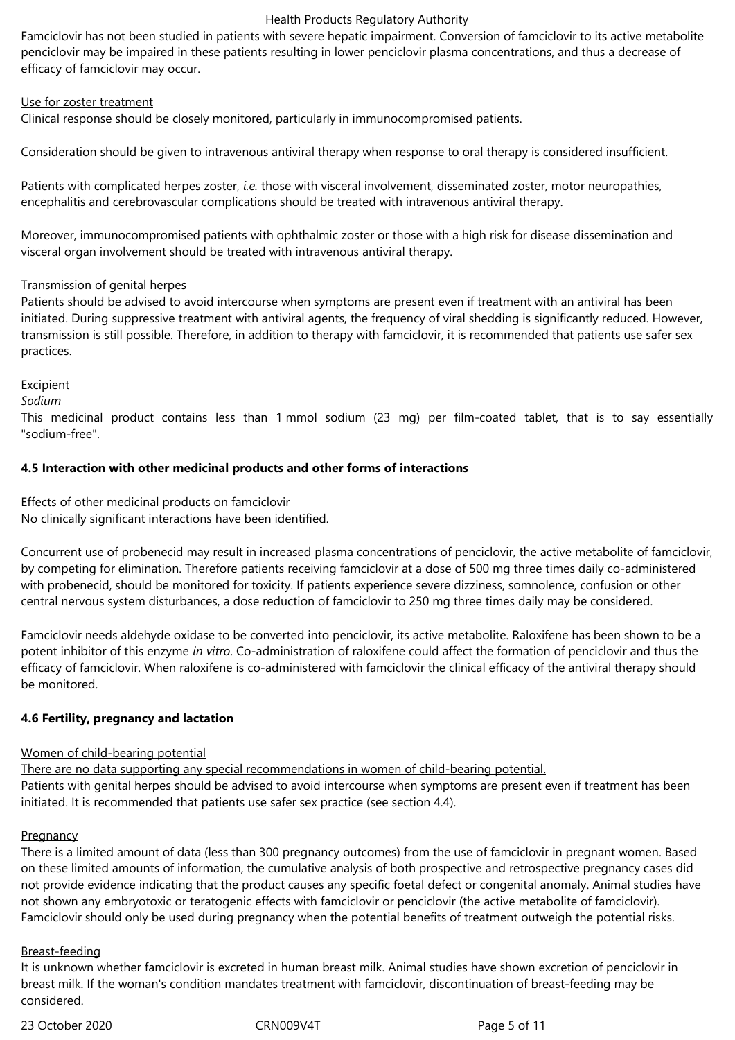Famciclovir has not been studied in patients with severe hepatic impairment. Conversion of famciclovir to its active metabolite penciclovir may be impaired in these patients resulting in lower penciclovir plasma concentrations, and thus a decrease of efficacy of famciclovir may occur.

Use for zoster treatment

Clinical response should be closely monitored, particularly in immunocompromised patients.

Consideration should be given to intravenous antiviral therapy when response to oral therapy is considered insufficient.

Patients with complicated herpes zoster, *i.e.* those with visceral involvement, disseminated zoster, motor neuropathies, encephalitis and cerebrovascular complications should be treated with intravenous antiviral therapy.

Moreover, immunocompromised patients with ophthalmic zoster or those with a high risk for disease dissemination and visceral organ involvement should be treated with intravenous antiviral therapy.

Transmission of genital herpes

Patients should be advised to avoid intercourse when symptoms are present even if treatment with an antiviral has been initiated. During suppressive treatment with antiviral agents, the frequency of viral shedding is significantly reduced. However, transmission is still possible. Therefore, in addition to therapy with famciclovir, it is recommended that patients use safer sex practices.

Excipient

*Sodium*

This medicinal product contains less than 1 mmol sodium (23 mg) per film-coated tablet, that is to say essentially "sodium-free".

**4.5 Interaction with other medicinal products and other forms of interactions**

Effects of other medicinal products on famciclovir

No clinically significant interactions have been identified.

Concurrent use of probenecid may result in increased plasma concentrations of penciclovir, the active metabolite of famciclovir, by competing for elimination. Therefore patients receiving famciclovir at a dose of 500 mg three times daily co-administered with probenecid, should be monitored for toxicity. If patients experience severe dizziness, somnolence, confusion or other central nervous system disturbances, a dose reduction of famciclovir to 250 mg three times daily may be considered.

Famciclovir needs aldehyde oxidase to be converted into penciclovir, its active metabolite. Raloxifene has been shown to be a potent inhibitor of this enzyme *in vitro*. Co-administration of raloxifene could affect the formation of penciclovir and thus the efficacy of famciclovir. When raloxifene is co-administered with famciclovir the clinical efficacy of the antiviral therapy should be monitored.

**4.6 Fertility, pregnancy and lactation**

Women of child-bearing potential

There are no data supporting any special recommendations in women of child-bearing potential.

Patients with genital herpes should be advised to avoid intercourse when symptoms are present even if treatment has been initiated. It is recommended that patients use safer sex practice (see section 4.4).

Pregnancy

There is a limited amount of data (less than 300 pregnancy outcomes) from the use of famciclovir in pregnant women. Based on these limited amounts of information, the cumulative analysis of both prospective and retrospective pregnancy cases did not provide evidence indicating that the product causes any specific foetal defect or congenital anomaly. Animal studies have not shown any embryotoxic or teratogenic effects with famciclovir or penciclovir (the active metabolite of famciclovir). Famciclovir should only be used during pregnancy when the potential benefits of treatment outweigh the potential risks.

Breast-feeding

It is unknown whether famciclovir is excreted in human breast milk. Animal studies have shown excretion of penciclovir in breast milk. If the woman's condition mandates treatment with famciclovir, discontinuation of breast-feeding may be considered.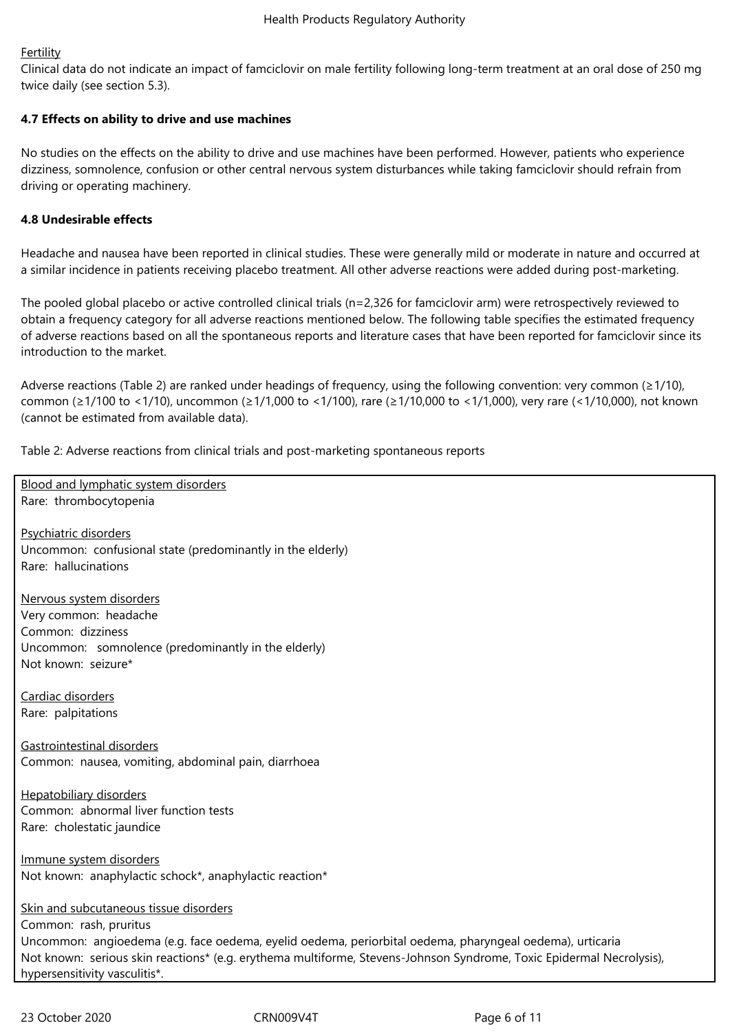Fertility

Clinical data do not indicate an impact of famciclovir on male fertility following long-term treatment at an oral dose of 250 mg twice daily (see section 5.3).

**4.7 Effects on ability to drive and use machines**

No studies on the effects on the ability to drive and use machines have been performed. However, patients who experience dizziness, somnolence, confusion or other central nervous system disturbances while taking famciclovir should refrain from driving or operating machinery.

**4.8 Undesirable effects**

Headache and nausea have been reported in clinical studies. These were generally mild or moderate in nature and occurred at a similar incidence in patients receiving placebo treatment. All other adverse reactions were added during post-marketing.

The pooled global placebo or active controlled clinical trials (n=2,326 for famciclovir arm) were retrospectively reviewed to obtain a frequency category for all adverse reactions mentioned below. The following table specifies the estimated frequency of adverse reactions based on all the spontaneous reports and literature cases that have been reported for famciclovir since its introduction to the market.

Adverse reactions (Table 2) are ranked under headings of frequency, using the following convention: very common (≥1/10), common (≥1/100 to <1/10), uncommon (≥1/1,000 to <1/100), rare (≥1/10,000 to <1/1,000), very rare (<1/10,000), not known (cannot be estimated from available data).

Table 2: Adverse reactions from clinical trials and post-marketing spontaneous reports

Blood and lymphatic system disorders
Rare: thrombocytopenia

Psychiatric disorders
Uncommon: confusional state (predominantly in the elderly)
Rare: hallucinations

Nervous system disorders
Very common: headache
Common: dizziness
Uncommon: somnolence (predominantly in the elderly)
Not known: seizure*

Cardiac disorders
Rare: palpitations

Gastrointestinal disorders
Common: nausea, vomiting, abdominal pain, diarrhoea

Hepatobiliary disorders
Common: abnormal liver function tests
Rare: cholestatic jaundice

Immune system disorders
Not known: anaphylactic schock*, anaphylactic reaction*

Skin and subcutaneous tissue disorders
Common: rash, pruritus
Uncommon: angioedema (e.g. face oedema, eyelid oedema, periorbital oedema, pharyngeal oedema), urticaria
Not known: serious skin reactions* (e.g. erythema multiforme, Stevens-Johnson Syndrome, Toxic Epidermal Necrolysis), hypersensitivity vasculitis*.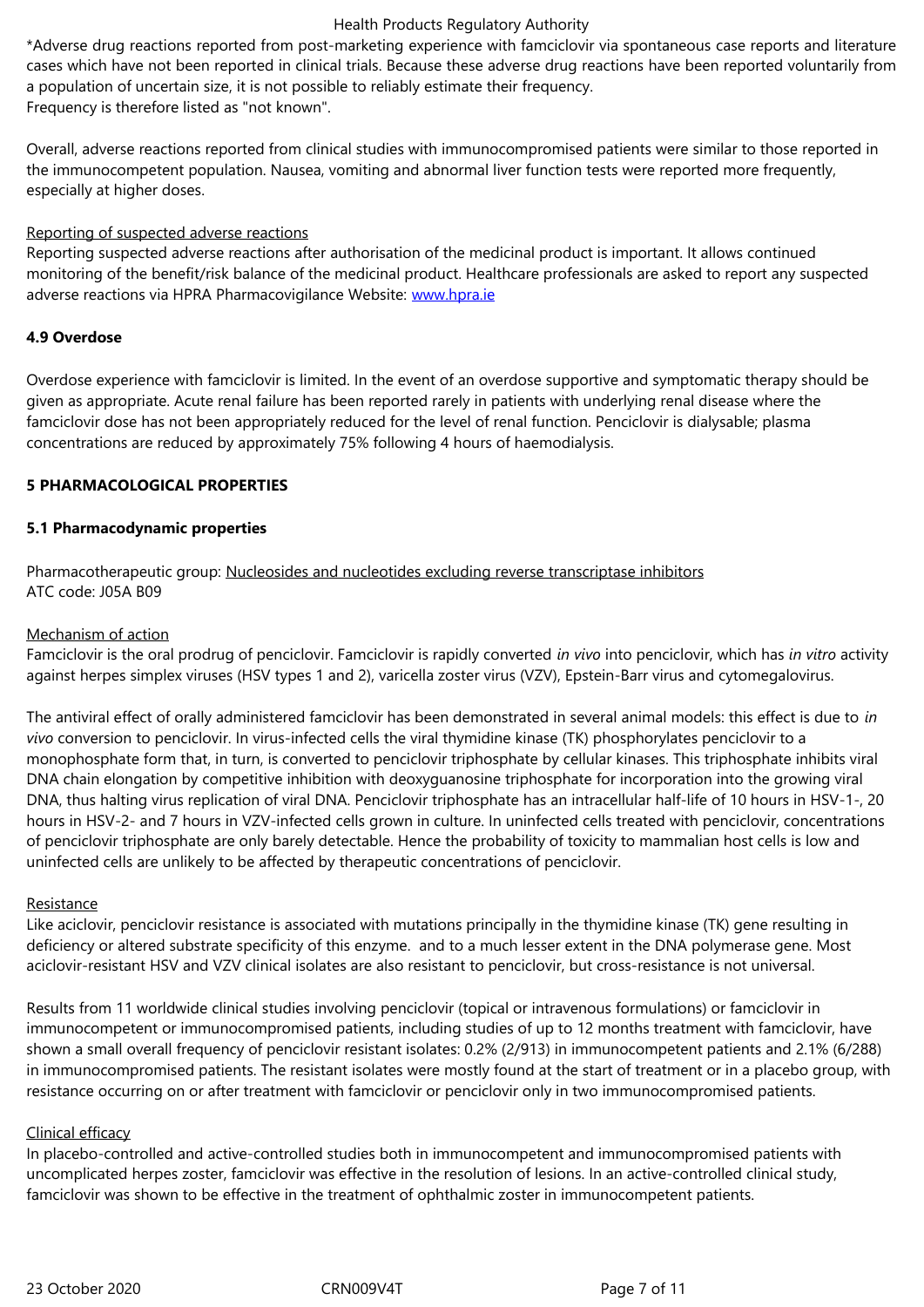*Adverse drug reactions reported from post-marketing experience with famciclovir via spontaneous case reports and literature cases which have not been reported in clinical trials. Because these adverse drug reactions have been reported voluntarily from a population of uncertain size, it is not possible to reliably estimate their frequency.
Frequency is therefore listed as "not known".

Overall, adverse reactions reported from clinical studies with immunocompromised patients were similar to those reported in the immunocompetent population. Nausea, vomiting and abnormal liver function tests were reported more frequently, especially at higher doses.

Reporting of suspected adverse reactions
Reporting suspected adverse reactions after authorisation of the medicinal product is important. It allows continued monitoring of the benefit/risk balance of the medicinal product. Healthcare professionals are asked to report any suspected adverse reactions via HPRA Pharmacovigilance Website: www.hpra.ie

### 4.9 Overdose

Overdose experience with famciclovir is limited. In the event of an overdose supportive and symptomatic therapy should be given as appropriate. Acute renal failure has been reported rarely in patients with underlying renal disease where the famciclovir dose has not been appropriately reduced for the level of renal function. Penciclovir is dialysable; plasma concentrations are reduced by approximately 75% following 4 hours of haemodialysis.

## 5 PHARMACOLOGICAL PROPERTIES

### 5.1 Pharmacodynamic properties

Pharmacotherapeutic group: Nucleosides and nucleotides excluding reverse transcriptase inhibitors
ATC code: J05A B09

Mechanism of action
Famciclovir is the oral prodrug of penciclovir. Famciclovir is rapidly converted *in vivo* into penciclovir, which has *in vitro* activity against herpes simplex viruses (HSV types 1 and 2), varicella zoster virus (VZV), Epstein-Barr virus and cytomegalovirus.

The antiviral effect of orally administered famciclovir has been demonstrated in several animal models: this effect is due to *in vivo* conversion to penciclovir. In virus-infected cells the viral thymidine kinase (TK) phosphorylates penciclovir to a monophosphate form that, in turn, is converted to penciclovir triphosphate by cellular kinases. This triphosphate inhibits viral DNA chain elongation by competitive inhibition with deoxyguanosine triphosphate for incorporation into the growing viral DNA, thus halting virus replication of viral DNA. Penciclovir triphosphate has an intracellular half-life of 10 hours in HSV-1-, 20 hours in HSV-2- and 7 hours in VZV-infected cells grown in culture. In uninfected cells treated with penciclovir, concentrations of penciclovir triphosphate are only barely detectable. Hence the probability of toxicity to mammalian host cells is low and uninfected cells are unlikely to be affected by therapeutic concentrations of penciclovir.

Resistance
Like aciclovir, penciclovir resistance is associated with mutations principally in the thymidine kinase (TK) gene resulting in deficiency or altered substrate specificity of this enzyme. and to a much lesser extent in the DNA polymerase gene. Most aciclovir-resistant HSV and VZV clinical isolates are also resistant to penciclovir, but cross-resistance is not universal.

Results from 11 worldwide clinical studies involving penciclovir (topical or intravenous formulations) or famciclovir in immunocompetent or immunocompromised patients, including studies of up to 12 months treatment with famciclovir, have shown a small overall frequency of penciclovir resistant isolates: 0.2% (2/913) in immunocompetent patients and 2.1% (6/288) in immunocompromised patients. The resistant isolates were mostly found at the start of treatment or in a placebo group, with resistance occurring on or after treatment with famciclovir or penciclovir only in two immunocompromised patients.

Clinical efficacy
In placebo-controlled and active-controlled studies both in immunocompetent and immunocompromised patients with uncomplicated herpes zoster, famciclovir was effective in the resolution of lesions. In an active-controlled clinical study, famciclovir was shown to be effective in the treatment of ophthalmic zoster in immunocompetent patients.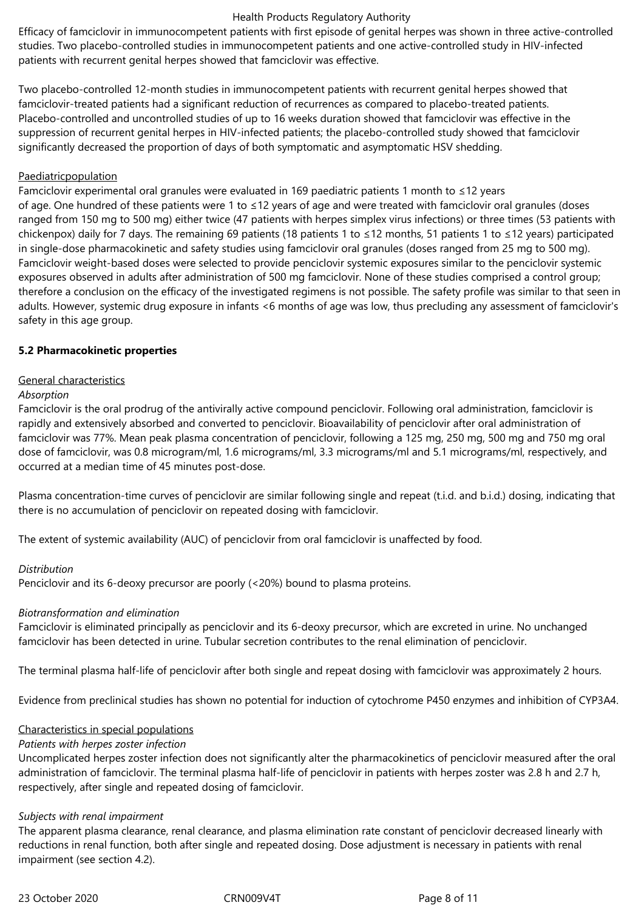Efficacy of famciclovir in immunocompetent patients with first episode of genital herpes was shown in three active-controlled studies. Two placebo-controlled studies in immunocompetent patients and one active-controlled study in HIV-infected patients with recurrent genital herpes showed that famciclovir was effective.

Two placebo-controlled 12-month studies in immunocompetent patients with recurrent genital herpes showed that famciclovir-treated patients had a significant reduction of recurrences as compared to placebo-treated patients. Placebo-controlled and uncontrolled studies of up to 16 weeks duration showed that famciclovir was effective in the suppression of recurrent genital herpes in HIV-infected patients; the placebo-controlled study showed that famciclovir significantly decreased the proportion of days of both symptomatic and asymptomatic HSV shedding.

Paediatricpopulation

Famciclovir experimental oral granules were evaluated in 169 paediatric patients 1 month to ≤12 years of age. One hundred of these patients were 1 to ≤12 years of age and were treated with famciclovir oral granules (doses ranged from 150 mg to 500 mg) either twice (47 patients with herpes simplex virus infections) or three times (53 patients with chickenpox) daily for 7 days. The remaining 69 patients (18 patients 1 to ≤12 months, 51 patients 1 to ≤12 years) participated in single-dose pharmacokinetic and safety studies using famciclovir oral granules (doses ranged from 25 mg to 500 mg). Famciclovir weight-based doses were selected to provide penciclovir systemic exposures similar to the penciclovir systemic exposures observed in adults after administration of 500 mg famciclovir. None of these studies comprised a control group; therefore a conclusion on the efficacy of the investigated regimens is not possible. The safety profile was similar to that seen in adults. However, systemic drug exposure in infants <6 months of age was low, thus precluding any assessment of famciclovir's safety in this age group.

**5.2 Pharmacokinetic properties**

General characteristics

*Absorption*

Famciclovir is the oral prodrug of the antivirally active compound penciclovir. Following oral administration, famciclovir is rapidly and extensively absorbed and converted to penciclovir. Bioavailability of penciclovir after oral administration of famciclovir was 77%. Mean peak plasma concentration of penciclovir, following a 125 mg, 250 mg, 500 mg and 750 mg oral dose of famciclovir, was 0.8 microgram/ml, 1.6 micrograms/ml, 3.3 micrograms/ml and 5.1 micrograms/ml, respectively, and occurred at a median time of 45 minutes post-dose.

Plasma concentration-time curves of penciclovir are similar following single and repeat (t.i.d. and b.i.d.) dosing, indicating that there is no accumulation of penciclovir on repeated dosing with famciclovir.

The extent of systemic availability (AUC) of penciclovir from oral famciclovir is unaffected by food.

*Distribution*

Penciclovir and its 6-deoxy precursor are poorly (<20%) bound to plasma proteins.

*Biotransformation and elimination*

Famciclovir is eliminated principally as penciclovir and its 6-deoxy precursor, which are excreted in urine. No unchanged famciclovir has been detected in urine. Tubular secretion contributes to the renal elimination of penciclovir.

The terminal plasma half-life of penciclovir after both single and repeat dosing with famciclovir was approximately 2 hours.

Evidence from preclinical studies has shown no potential for induction of cytochrome P450 enzymes and inhibition of CYP3A4.

Characteristics in special populations

*Patients with herpes zoster infection*

Uncomplicated herpes zoster infection does not significantly alter the pharmacokinetics of penciclovir measured after the oral administration of famciclovir. The terminal plasma half-life of penciclovir in patients with herpes zoster was 2.8 h and 2.7 h, respectively, after single and repeated dosing of famciclovir.

*Subjects with renal impairment*

The apparent plasma clearance, renal clearance, and plasma elimination rate constant of penciclovir decreased linearly with reductions in renal function, both after single and repeated dosing. Dose adjustment is necessary in patients with renal impairment (see section 4.2).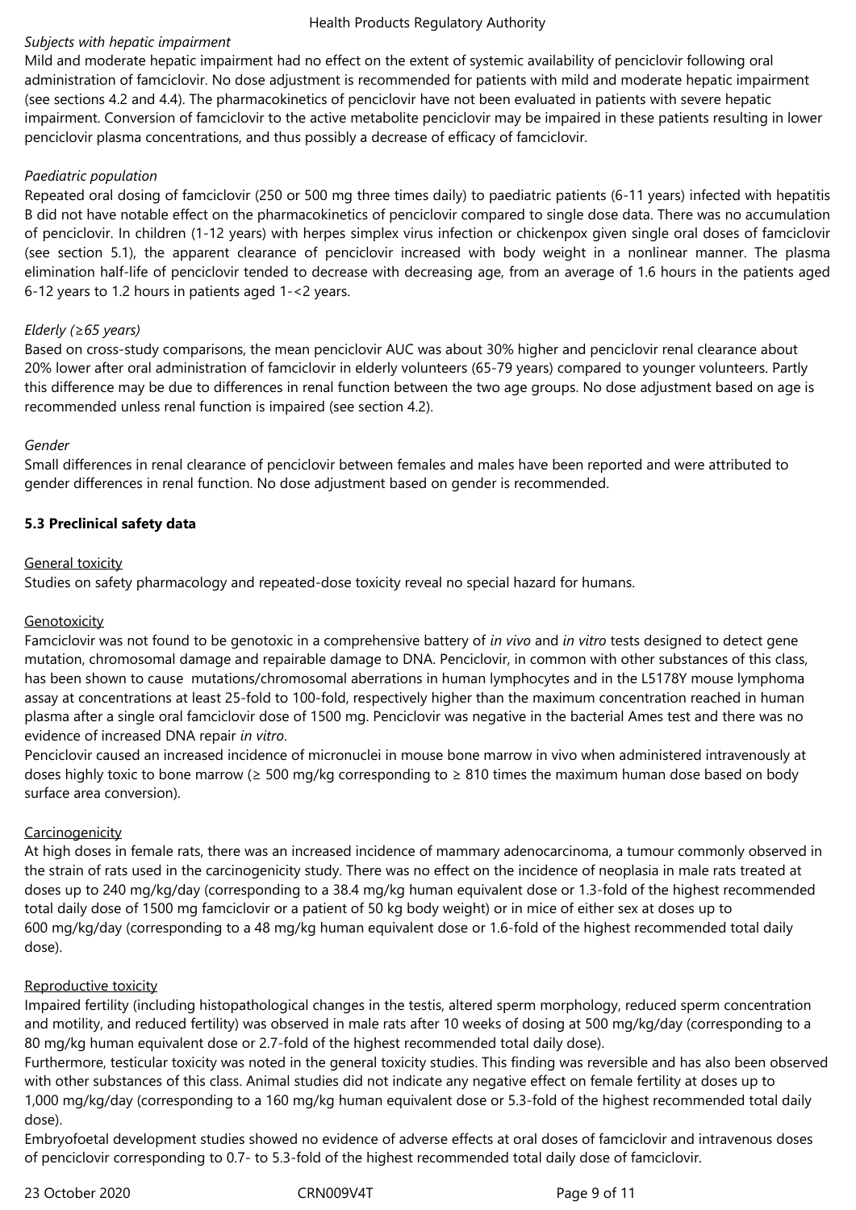*Subjects with hepatic impairment*

Mild and moderate hepatic impairment had no effect on the extent of systemic availability of penciclovir following oral administration of famciclovir. No dose adjustment is recommended for patients with mild and moderate hepatic impairment (see sections 4.2 and 4.4). The pharmacokinetics of penciclovir have not been evaluated in patients with severe hepatic impairment. Conversion of famciclovir to the active metabolite penciclovir may be impaired in these patients resulting in lower penciclovir plasma concentrations, and thus possibly a decrease of efficacy of famciclovir.

*Paediatric population*

Repeated oral dosing of famciclovir (250 or 500 mg three times daily) to paediatric patients (6-11 years) infected with hepatitis B did not have notable effect on the pharmacokinetics of penciclovir compared to single dose data. There was no accumulation of penciclovir. In children (1-12 years) with herpes simplex virus infection or chickenpox given single oral doses of famciclovir (see section 5.1), the apparent clearance of penciclovir increased with body weight in a nonlinear manner. The plasma elimination half-life of penciclovir tended to decrease with decreasing age, from an average of 1.6 hours in the patients aged 6-12 years to 1.2 hours in patients aged 1-<2 years.

*Elderly (≥65 years)*

Based on cross-study comparisons, the mean penciclovir AUC was about 30% higher and penciclovir renal clearance about 20% lower after oral administration of famciclovir in elderly volunteers (65-79 years) compared to younger volunteers. Partly this difference may be due to differences in renal function between the two age groups. No dose adjustment based on age is recommended unless renal function is impaired (see section 4.2).

*Gender*

Small differences in renal clearance of penciclovir between females and males have been reported and were attributed to gender differences in renal function. No dose adjustment based on gender is recommended.

**5.3 Preclinical safety data**

General toxicity

Studies on safety pharmacology and repeated-dose toxicity reveal no special hazard for humans.

Genotoxicity

Famciclovir was not found to be genotoxic in a comprehensive battery of *in vivo* and *in vitro* tests designed to detect gene mutation, chromosomal damage and repairable damage to DNA. Penciclovir, in common with other substances of this class, has been shown to cause mutations/chromosomal aberrations in human lymphocytes and in the L5178Y mouse lymphoma assay at concentrations at least 25-fold to 100-fold, respectively higher than the maximum concentration reached in human plasma after a single oral famciclovir dose of 1500 mg. Penciclovir was negative in the bacterial Ames test and there was no evidence of increased DNA repair *in vitro*.

Penciclovir caused an increased incidence of micronuclei in mouse bone marrow in vivo when administered intravenously at doses highly toxic to bone marrow (≥ 500 mg/kg corresponding to ≥ 810 times the maximum human dose based on body surface area conversion).

Carcinogenicity

At high doses in female rats, there was an increased incidence of mammary adenocarcinoma, a tumour commonly observed in the strain of rats used in the carcinogenicity study. There was no effect on the incidence of neoplasia in male rats treated at doses up to 240 mg/kg/day (corresponding to a 38.4 mg/kg human equivalent dose or 1.3-fold of the highest recommended total daily dose of 1500 mg famciclovir or a patient of 50 kg body weight) or in mice of either sex at doses up to 600 mg/kg/day (corresponding to a 48 mg/kg human equivalent dose or 1.6-fold of the highest recommended total daily dose).

Reproductive toxicity

Impaired fertility (including histopathological changes in the testis, altered sperm morphology, reduced sperm concentration and motility, and reduced fertility) was observed in male rats after 10 weeks of dosing at 500 mg/kg/day (corresponding to a 80 mg/kg human equivalent dose or 2.7-fold of the highest recommended total daily dose).

Furthermore, testicular toxicity was noted in the general toxicity studies. This finding was reversible and has also been observed with other substances of this class. Animal studies did not indicate any negative effect on female fertility at doses up to 1,000 mg/kg/day (corresponding to a 160 mg/kg human equivalent dose or 5.3-fold of the highest recommended total daily dose).

Embryofoetal development studies showed no evidence of adverse effects at oral doses of famciclovir and intravenous doses of penciclovir corresponding to 0.7- to 5.3-fold of the highest recommended total daily dose of famciclovir.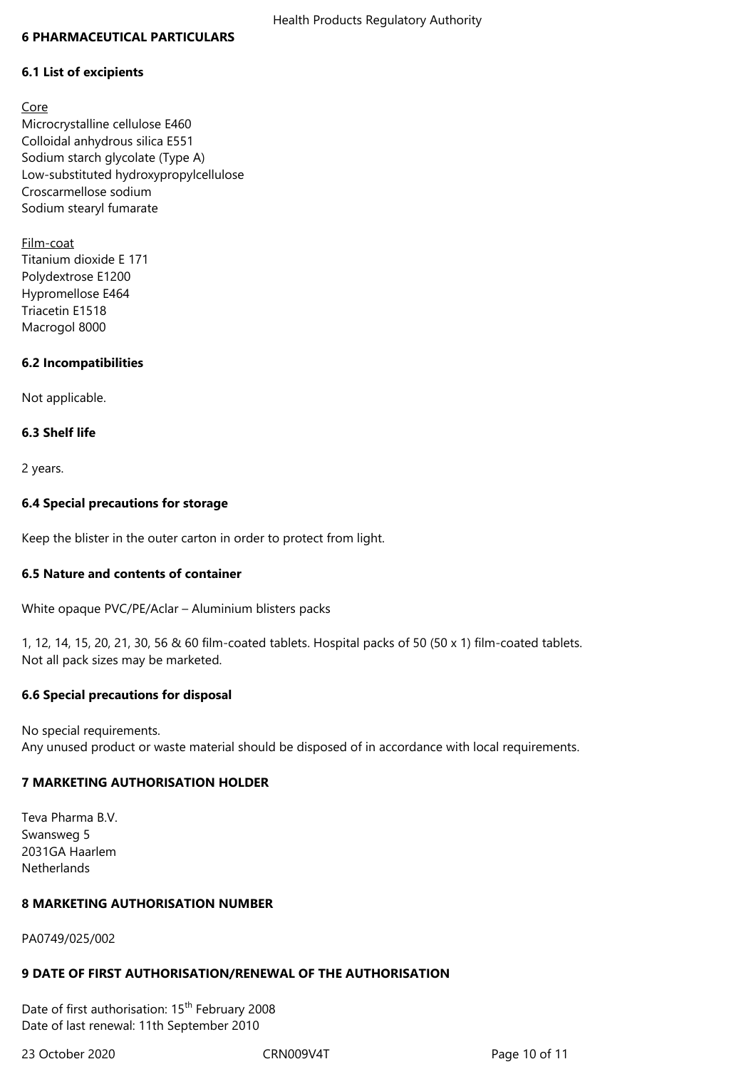## 6 PHARMACEUTICAL PARTICULARS

### 6.1 List of excipients

Core
Microcrystalline cellulose E460
Colloidal anhydrous silica E551
Sodium starch glycolate (Type A)
Low-substituted hydroxypropylcellulose
Croscarmellose sodium
Sodium stearyl fumarate

Film-coat
Titanium dioxide E 171
Polydextrose E1200
Hypromellose E464
Triacetin E1518
Macrogol 8000

### 6.2 Incompatibilities

Not applicable.

### 6.3 Shelf life

2 years.

### 6.4 Special precautions for storage

Keep the blister in the outer carton in order to protect from light.

### 6.5 Nature and contents of container

White opaque PVC/PE/Aclar – Aluminium blisters packs

1, 12, 14, 15, 20, 21, 30, 56 & 60 film-coated tablets. Hospital packs of 50 (50 x 1) film-coated tablets.
Not all pack sizes may be marketed.

### 6.6 Special precautions for disposal

No special requirements.
Any unused product or waste material should be disposed of in accordance with local requirements.

## 7 MARKETING AUTHORISATION HOLDER

Teva Pharma B.V.
Swansweg 5
2031GA Haarlem
Netherlands

## 8 MARKETING AUTHORISATION NUMBER

PA0749/025/002

## 9 DATE OF FIRST AUTHORISATION/RENEWAL OF THE AUTHORISATION

Date of first authorisation: 15th February 2008
Date of last renewal: 11th September 2010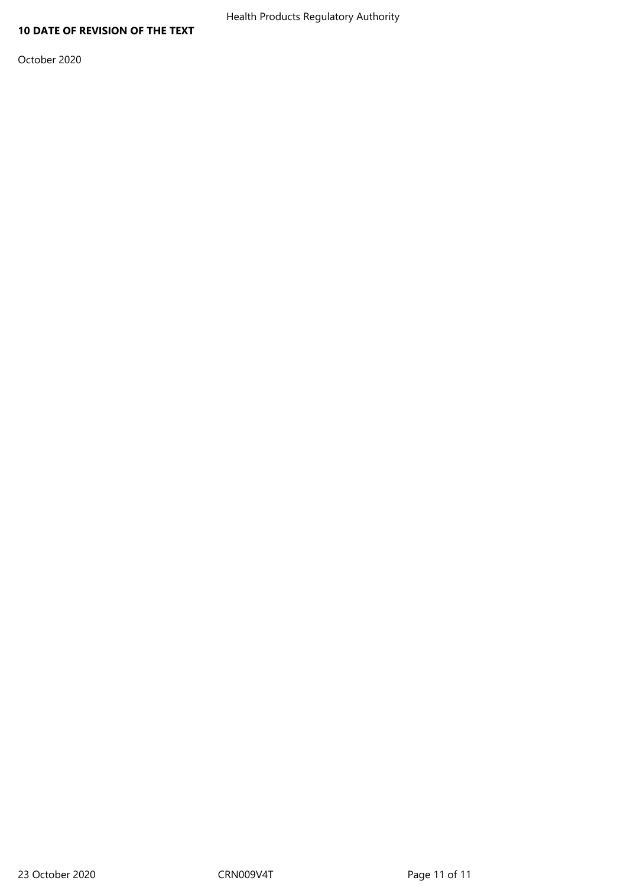## 10 DATE OF REVISION OF THE TEXT

October 2020